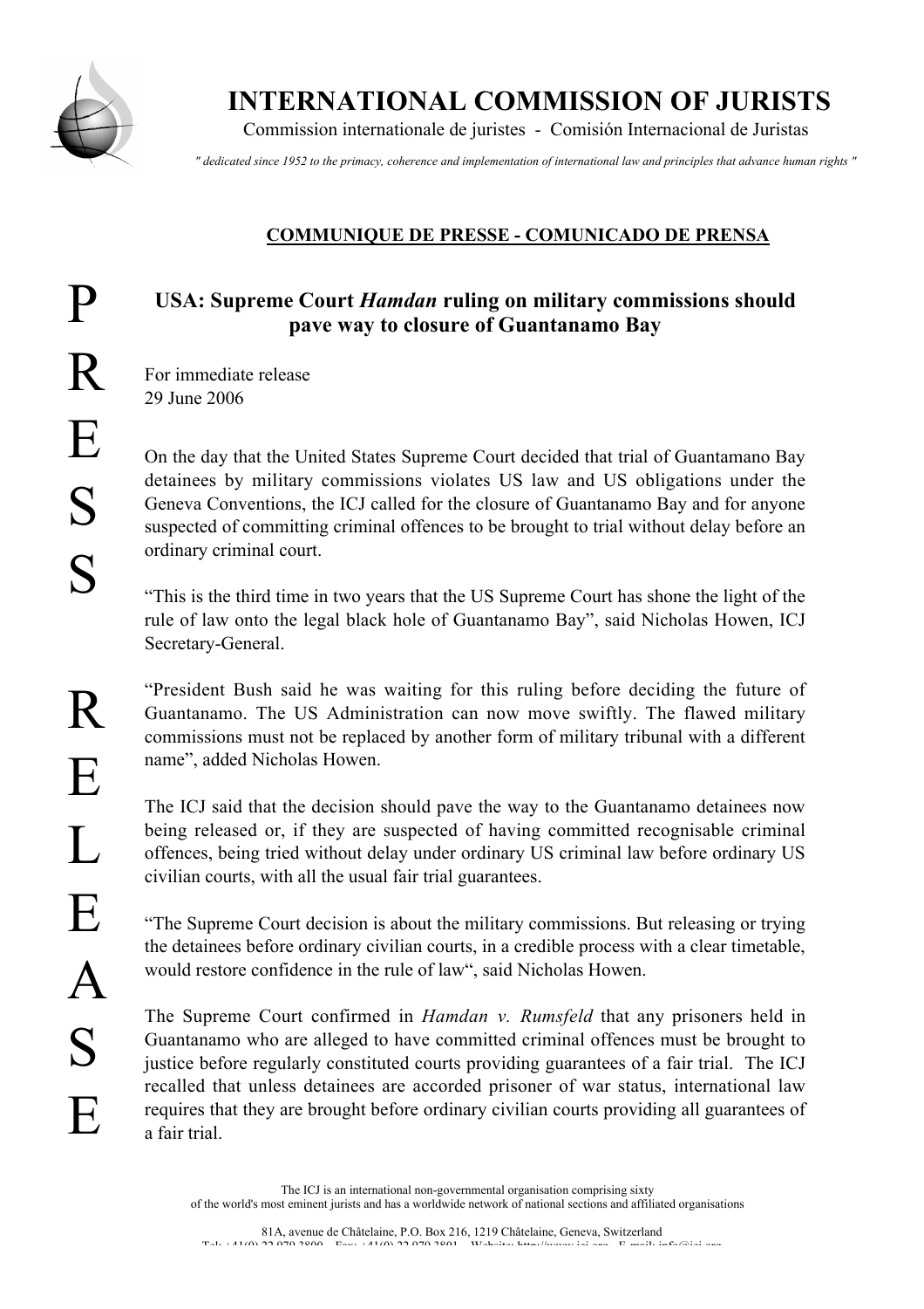# INTERNATIONAL COMMISSION OF JURISTS

Commission internationale de juristes - Comisión Internacional de Juristas

*" dedicated since 1952 to the primacy, coherence and implementation of international law and principles that advance human rights "*

**COMMUNIQUE DE PRESSE - COMUNICADO DE PRENSA**

PRESS RELEASE

## USA: Supreme Court *Hamdan* ruling on military commissions should pave way to closure of Guantanamo Bay

For immediate release
29 June 2006

On the day that the United States Supreme Court decided that trial of Guantamano Bay detainees by military commissions violates US law and US obligations under the Geneva Conventions, the ICJ called for the closure of Guantanamo Bay and for anyone suspected of committing criminal offences to be brought to trial without delay before an ordinary criminal court.

"This is the third time in two years that the US Supreme Court has shone the light of the rule of law onto the legal black hole of Guantanamo Bay", said Nicholas Howen, ICJ Secretary-General.

"President Bush said he was waiting for this ruling before deciding the future of Guantanamo. The US Administration can now move swiftly. The flawed military commissions must not be replaced by another form of military tribunal with a different name", added Nicholas Howen.

The ICJ said that the decision should pave the way to the Guantanamo detainees now being released or, if they are suspected of having committed recognisable criminal offences, being tried without delay under ordinary US criminal law before ordinary US civilian courts, with all the usual fair trial guarantees.

"The Supreme Court decision is about the military commissions. But releasing or trying the detainees before ordinary civilian courts, in a credible process with a clear timetable, would restore confidence in the rule of law", said Nicholas Howen.

The Supreme Court confirmed in *Hamdan v. Rumsfeld* that any prisoners held in Guantanamo who are alleged to have committed criminal offences must be brought to justice before regularly constituted courts providing guarantees of a fair trial. The ICJ recalled that unless detainees are accorded prisoner of war status, international law requires that they are brought before ordinary civilian courts providing all guarantees of a fair trial.

The ICJ is an international non-governmental organisation comprising sixty of the world's most eminent jurists and has a worldwide network of national sections and affiliated organisations

81A, avenue de Châtelaine, P.O. Box 216, 1219 Châtelaine, Geneva, Switzerland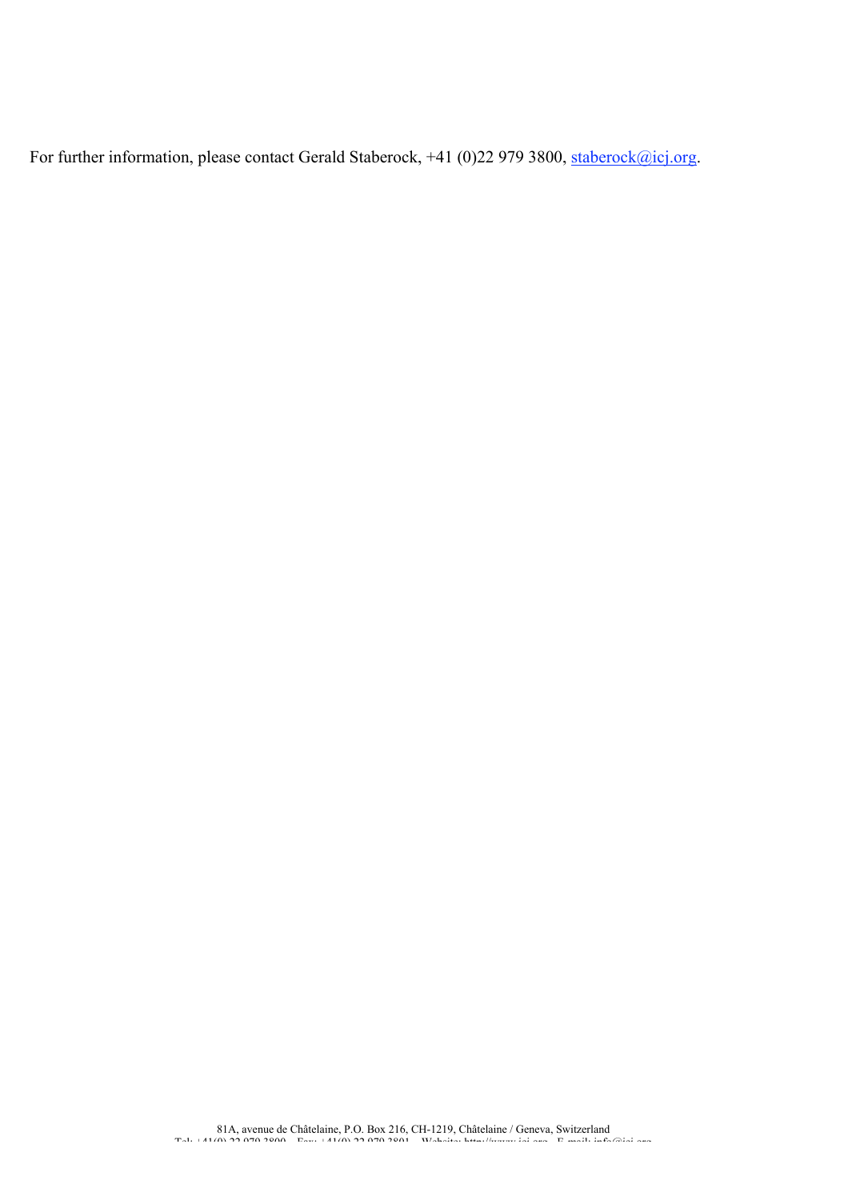For further information, please contact Gerald Staberock, +41 (0)22 979 3800, staberock@icj.org.